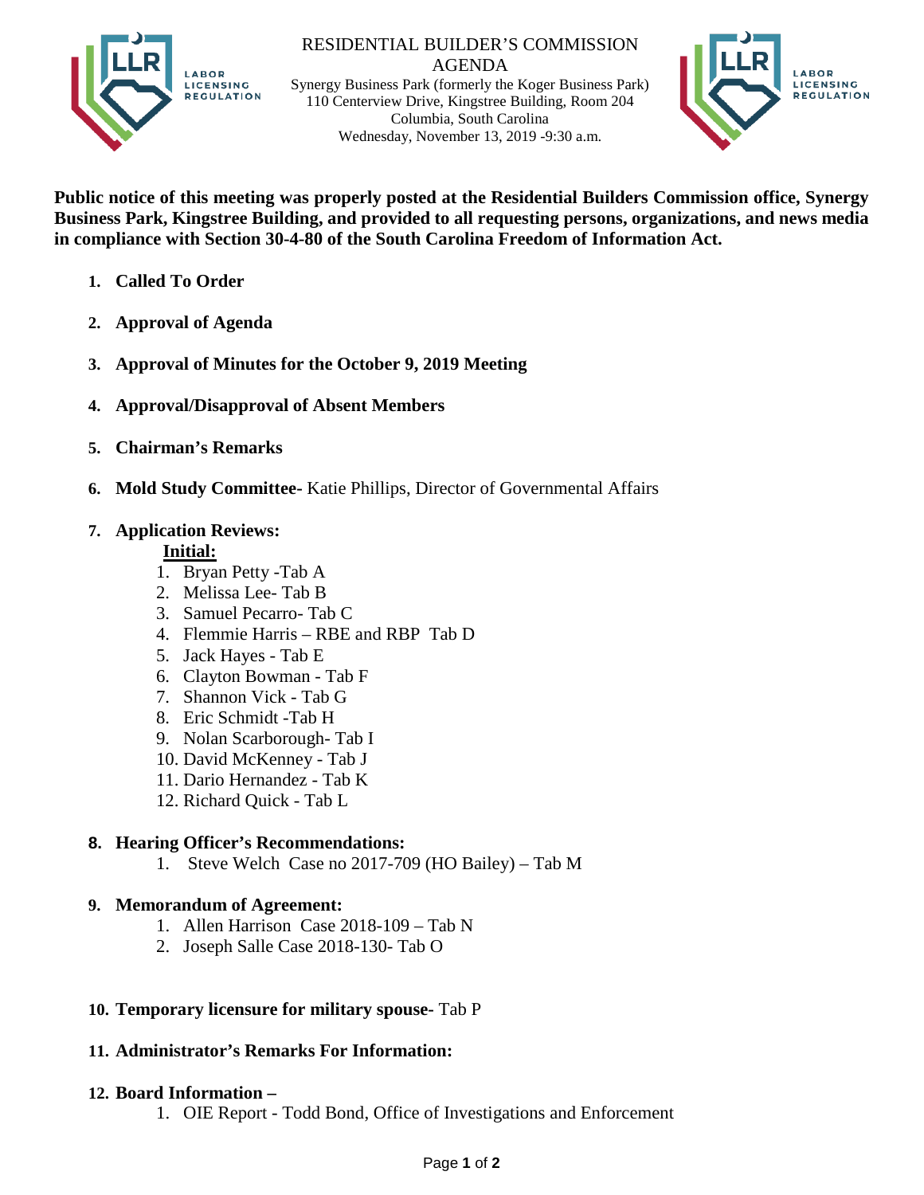# RESIDENTIAL BUILDER'S COMMISSION
## AGENDA

Synergy Business Park (formerly the Koger Business Park)
110 Centerview Drive, Kingstree Building, Room 204
Columbia, South Carolina
Wednesday, November 13, 2019 -9:30 a.m.

**Public notice of this meeting was properly posted at the Residential Builders Commission office, Synergy Business Park, Kingstree Building, and provided to all requesting persons, organizations, and news media in compliance with Section 30-4-80 of the South Carolina Freedom of Information Act.**

1. **Called To Order**

2. **Approval of Agenda**

3. **Approval of Minutes for the October 9, 2019 Meeting**

4. **Approval/Disapproval of Absent Members**

5. **Chairman's Remarks**

6. **Mold Study Committee-** Katie Phillips, Director of Governmental Affairs

7. **Application Reviews:**

   **Initial:**
   1. Bryan Petty -Tab A
   2. Melissa Lee- Tab B
   3. Samuel Pecarro- Tab C
   4. Flemmie Harris – RBE and RBP Tab D
   5. Jack Hayes - Tab E
   6. Clayton Bowman - Tab F
   7. Shannon Vick - Tab G
   8. Eric Schmidt -Tab H
   9. Nolan Scarborough- Tab I
   10. David McKenney - Tab J
   11. Dario Hernandez - Tab K
   12. Richard Quick - Tab L

8. **Hearing Officer's Recommendations:**
   1. Steve Welch Case no 2017-709 (HO Bailey) – Tab M

9. **Memorandum of Agreement:**
   1. Allen Harrison Case 2018-109 – Tab N
   2. Joseph Salle Case 2018-130- Tab O

10. **Temporary licensure for military spouse-** Tab P

11. **Administrator's Remarks For Information:**

12. **Board Information –**
    1. OIE Report - Todd Bond, Office of Investigations and Enforcement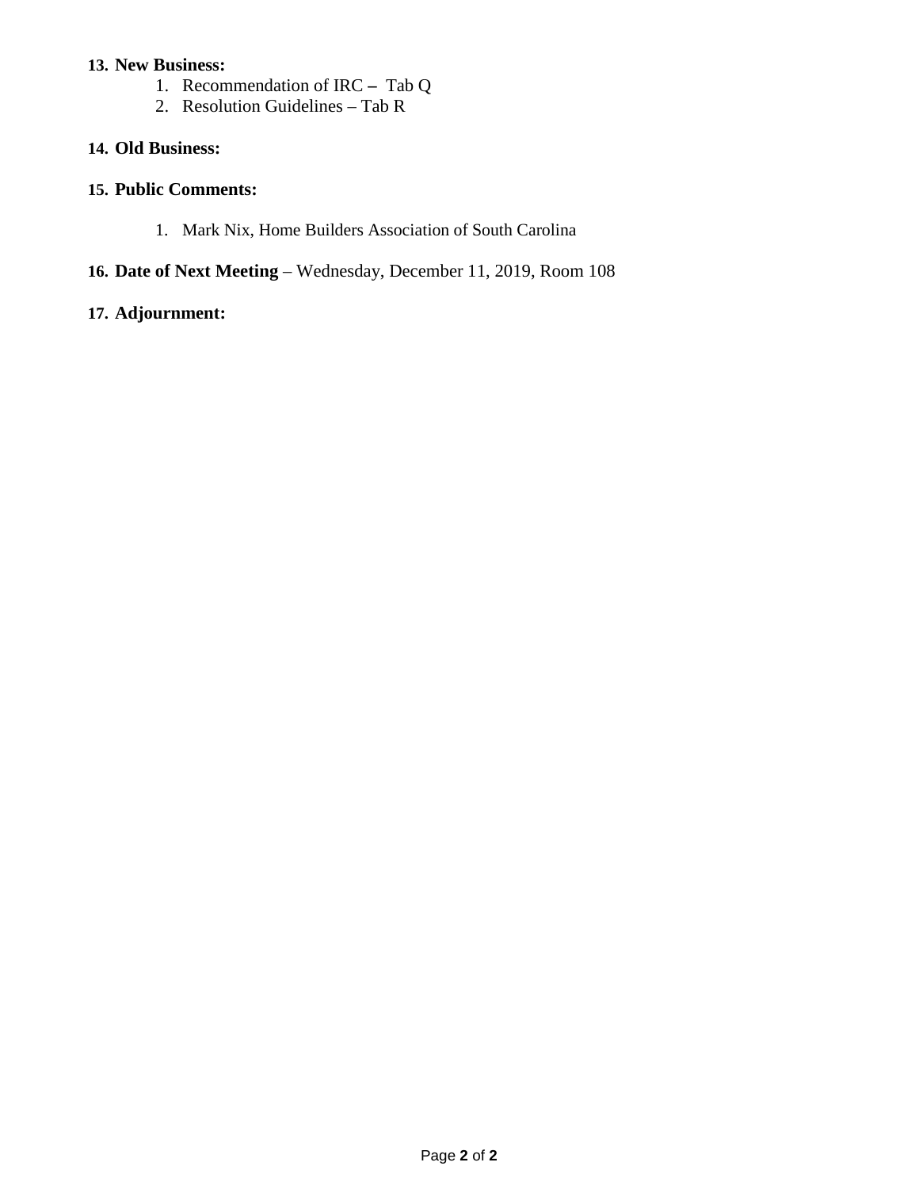13. **New Business:**
    1. Recommendation of IRC – Tab Q
    2. Resolution Guidelines – Tab R

14. **Old Business:**

15. **Public Comments:**
    1. Mark Nix, Home Builders Association of South Carolina

16. **Date of Next Meeting** – Wednesday, December 11, 2019, Room 108

17. **Adjournment:**